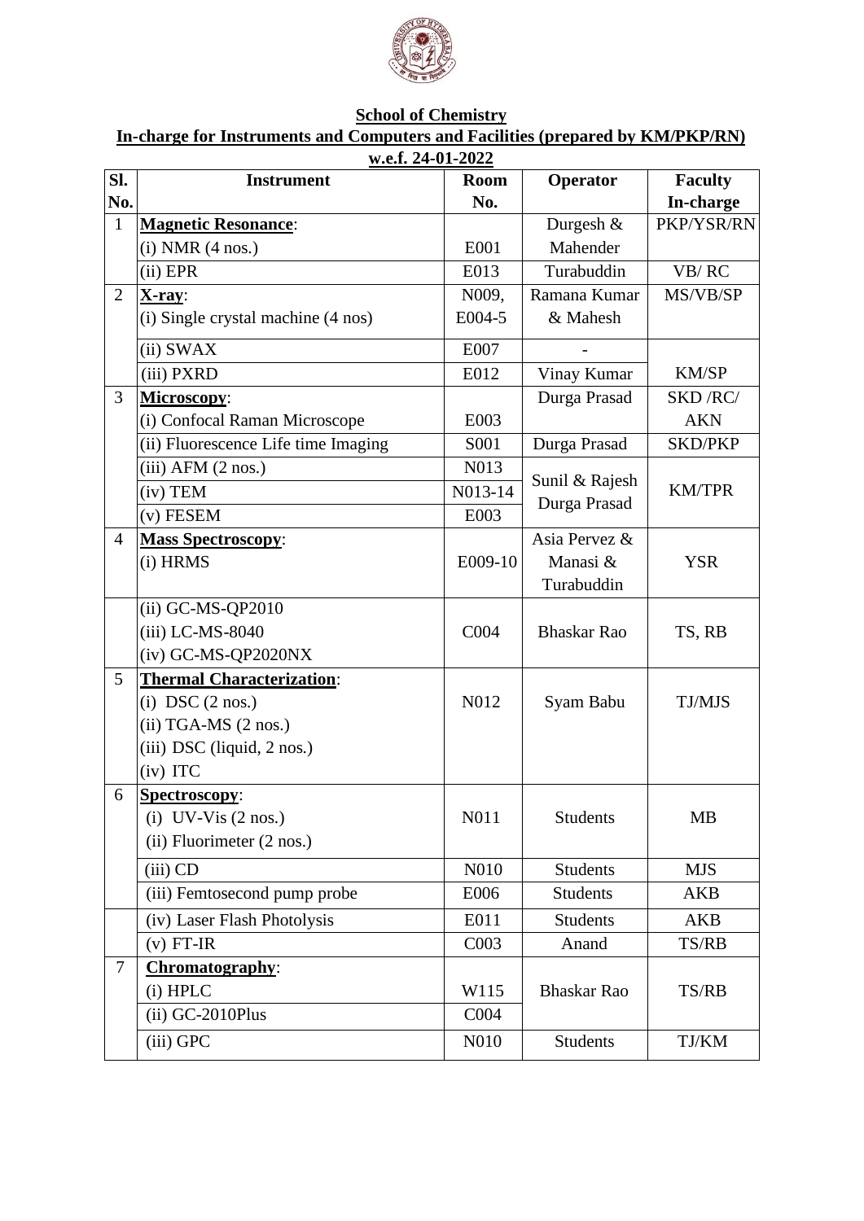**School of Chemistry**

**In-charge for Instruments and Computers and Facilities (prepared by KM/PKP/RN)**

**w.e.f. 24-01-2022**

| Sl. No. | Instrument | Room No. | Operator | Faculty In-charge |
|---|---|---|---|---|
| 1 | **Magnetic Resonance**: | | Durgesh & Mahender | PKP/YSR/RN |
| | (i) NMR (4 nos.) | E001 | | |
| | (ii) EPR | E013 | Turabuddin | VB/ RC |
| 2 | **X-ray**: | N009, | Ramana Kumar & Mahesh | MS/VB/SP |
| | (i) Single crystal machine (4 nos) | E004-5 | | |
| | (ii) SWAX | E007 | - | KM/SP |
| | (iii) PXRD | E012 | Vinay Kumar | |
| 3 | **Microscopy**: | | Durga Prasad | SKD /RC/ AKN |
| | (i) Confocal Raman Microscope | E003 | | |
| | (ii) Fluorescence Life time Imaging | S001 | Durga Prasad | SKD/PKP |
| | (iii) AFM (2 nos.) | N013 | Sunil & Rajesh Durga Prasad | KM/TPR |
| | (iv) TEM | N013-14 | | |
| | (v) FESEM | E003 | | |
| 4 | **Mass Spectroscopy**: | | Asia Pervez & Manasi & Turabuddin | YSR |
| | (i) HRMS | E009-10 | | |
| | (ii) GC-MS-QP2010<br>(iii) LC-MS-8040<br>(iv) GC-MS-QP2020NX | C004 | Bhaskar Rao | TS, RB |
| 5 | **Thermal Characterization**:<br>(i) DSC (2 nos.)<br>(ii) TGA-MS (2 nos.)<br>(iii) DSC (liquid, 2 nos.)<br>(iv) ITC | N012 | Syam Babu | TJ/MJS |
| 6 | **Spectroscopy**:<br>(i) UV-Vis (2 nos.)<br>(ii) Fluorimeter (2 nos.) | N011 | Students | MB |
| | (iii) CD | N010 | Students | MJS |
| | (iii) Femtosecond pump probe | E006 | Students | AKB |
| | (iv) Laser Flash Photolysis | E011 | Students | AKB |
| | (v) FT-IR | C003 | Anand | TS/RB |
| 7 | **Chromatography**: | | Bhaskar Rao | TS/RB |
| | (i) HPLC | W115 | | |
| | (ii) GC-2010Plus | C004 | | |
| | (iii) GPC | N010 | Students | TJ/KM |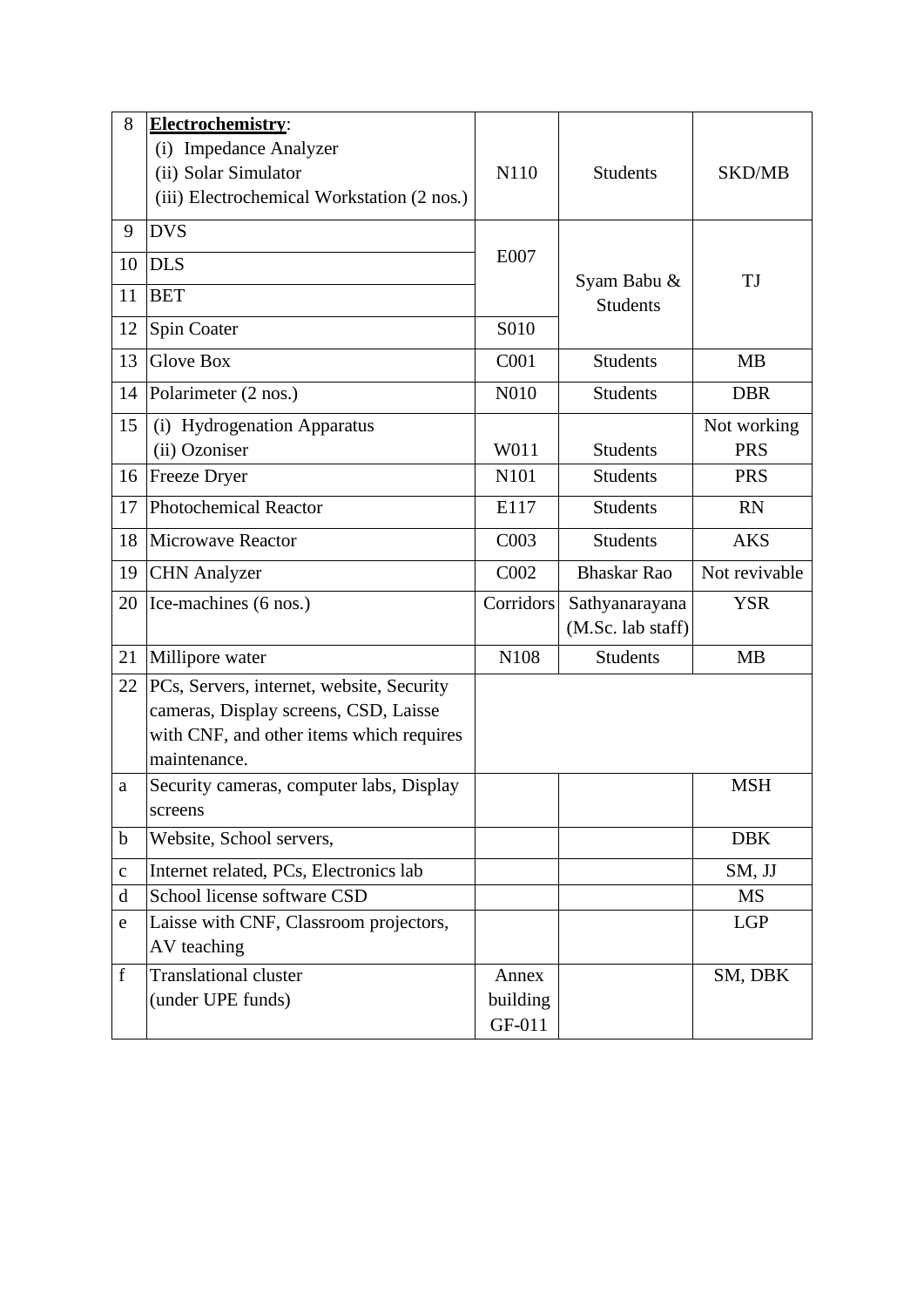| 8 | **Electrochemistry**:<br>(i) Impedance Analyzer<br>(ii) Solar Simulator<br>(iii) Electrochemical Workstation (2 nos.) | N110 | Students | SKD/MB |
|---|---|---|---|---|
| 9 | DVS | E007 | Syam Babu & Students | TJ |
| 10 | DLS | | | |
| 11 | BET | | | |
| 12 | Spin Coater | S010 | | |
| 13 | Glove Box | C001 | Students | MB |
| 14 | Polarimeter (2 nos.) | N010 | Students | DBR |
| 15 | (i) Hydrogenation Apparatus<br>(ii) Ozoniser | W011 | Students | Not working<br>PRS |
| 16 | Freeze Dryer | N101 | Students | PRS |
| 17 | Photochemical Reactor | E117 | Students | RN |
| 18 | Microwave Reactor | C003 | Students | AKS |
| 19 | CHN Analyzer | C002 | Bhaskar Rao | Not revivable |
| 20 | Ice-machines (6 nos.) | Corridors | Sathyanarayana (M.Sc. lab staff) | YSR |
| 21 | Millipore water | N108 | Students | MB |
| 22 | PCs, Servers, internet, website, Security cameras, Display screens, CSD, Laisse with CNF, and other items which requires maintenance. | | | |
| a | Security cameras, computer labs, Display screens | | | MSH |
| b | Website, School servers, | | | DBK |
| c | Internet related, PCs, Electronics lab | | | SM, JJ |
| d | School license software CSD | | | MS |
| e | Laisse with CNF, Classroom projectors, AV teaching | | | LGP |
| f | Translational cluster<br>(under UPE funds) | Annex building GF-011 | | SM, DBK |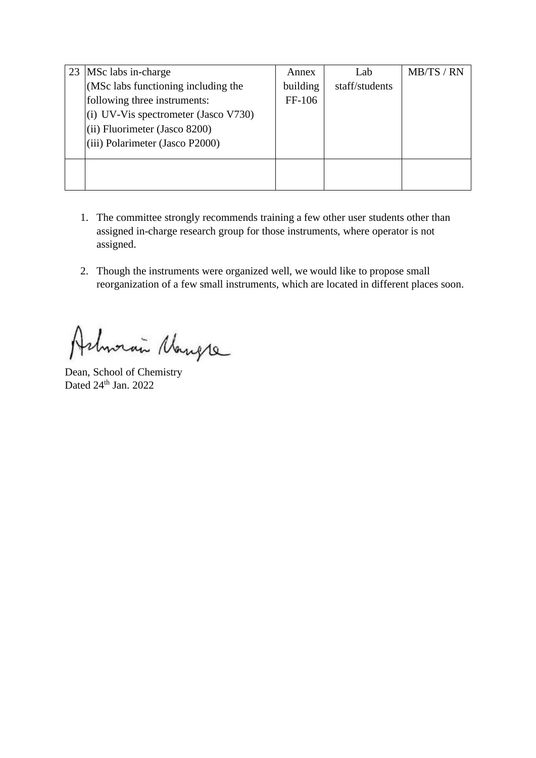| | | | | |
|---|---|---|---|---|
| 23 | MSc labs in-charge (MSc labs functioning including the following three instruments: (i) UV-Vis spectrometer (Jasco V730) (ii) Fluorimeter (Jasco 8200) (iii) Polarimeter (Jasco P2000) | Annex building FF-106 | Lab staff/students | MB/TS / RN |
| | | | | |

1. The committee strongly recommends training a few other user students other than assigned in-charge research group for those instruments, where operator is not assigned.

2. Though the instruments were organized well, we would like to propose small reorganization of a few small instruments, which are located in different places soon.

Dean, School of Chemistry
Dated 24th Jan. 2022